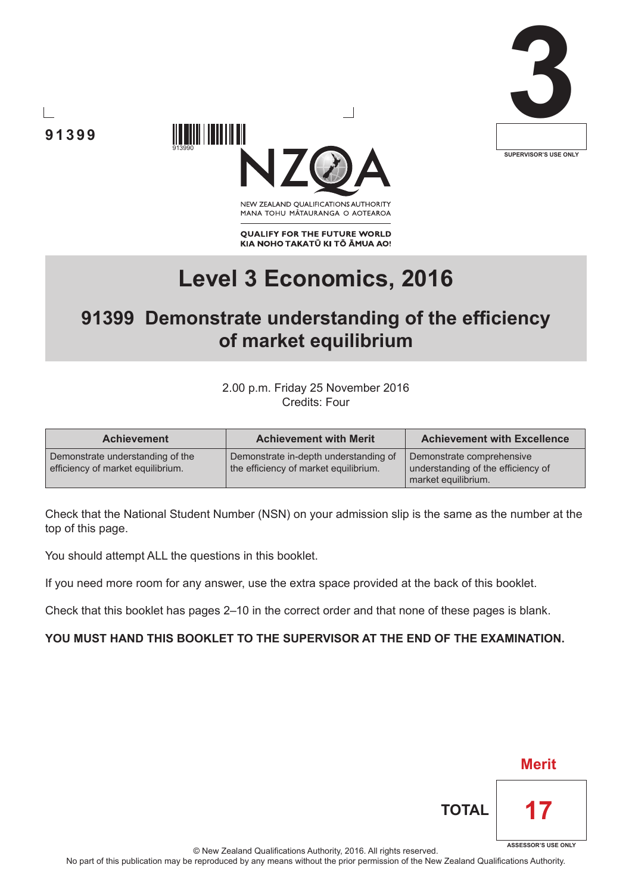91399

3

SUPERVISOR'S USE ONLY

NEW ZEALAND QUALIFICATIONS AUTHORITY
MANA TOHU MĀTAURANGA O AOTEAROA

QUALIFY FOR THE FUTURE WORLD
KIA NOHO TAKATŪ KI TŌ ĀMUA AO!

# Level 3 Economics, 2016

## 91399 Demonstrate understanding of the efficiency of market equilibrium

2.00 p.m. Friday 25 November 2016
Credits: Four

| Achievement | Achievement with Merit | Achievement with Excellence |
|---|---|---|
| Demonstrate understanding of the efficiency of market equilibrium. | Demonstrate in-depth understanding of the efficiency of market equilibrium. | Demonstrate comprehensive understanding of the efficiency of market equilibrium. |

Check that the National Student Number (NSN) on your admission slip is the same as the number at the top of this page.

You should attempt ALL the questions in this booklet.

If you need more room for any answer, use the extra space provided at the back of this booklet.

Check that this booklet has pages 2–10 in the correct order and that none of these pages is blank.

**YOU MUST HAND THIS BOOKLET TO THE SUPERVISOR AT THE END OF THE EXAMINATION.**

Merit

TOTAL 17

ASSESSOR'S USE ONLY

© New Zealand Qualifications Authority, 2016. All rights reserved.
No part of this publication may be reproduced by any means without the prior permission of the New Zealand Qualifications Authority.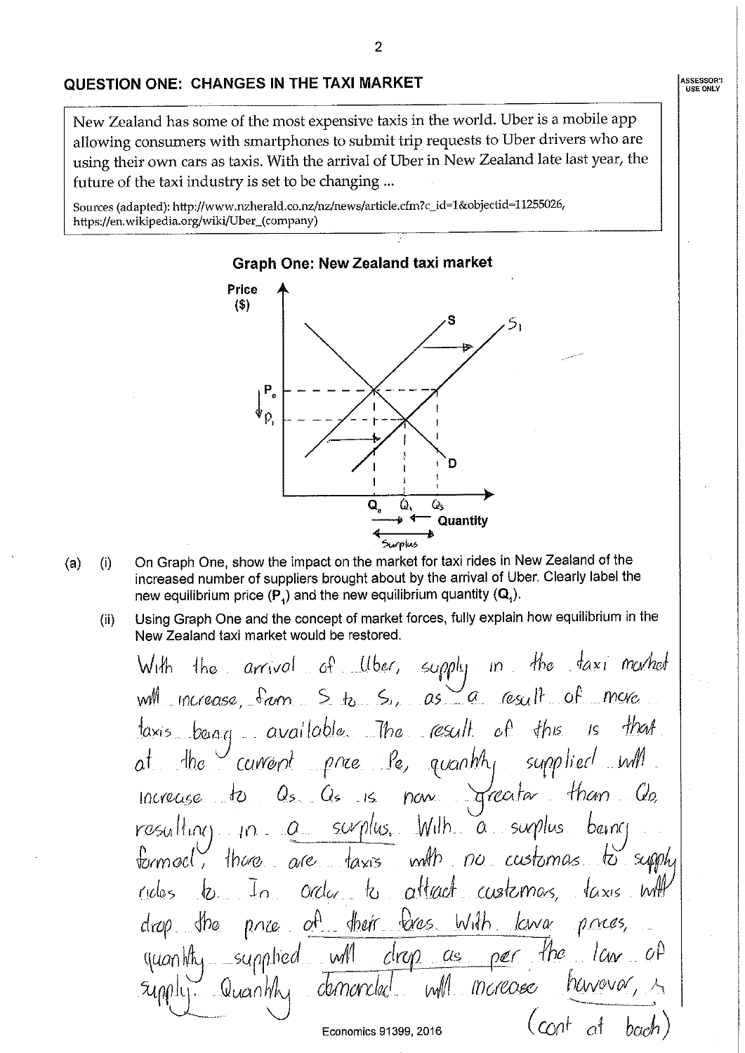## QUESTION ONE: CHANGES IN THE TAXI MARKET

New Zealand has some of the most expensive taxis in the world. Uber is a mobile app allowing consumers with smartphones to submit trip requests to Uber drivers who are using their own cars as taxis. With the arrival of Uber in New Zealand late last year, the future of the taxi industry is set to be changing ...

Sources (adapted): http://www.nzherald.co.nz/nz/news/article.cfm?c_id=1&objectid=11255026, https://en.wikipedia.org/wiki/Uber_(company)

**Graph One: New Zealand taxi market**

(a) (i) On Graph One, show the impact on the market for taxi rides in New Zealand of the increased number of suppliers brought about by the arrival of Uber. Clearly label the new equilibrium price ($P_1$) and the new equilibrium quantity ($Q_1$).

(ii) Using Graph One and the concept of market forces, fully explain how equilibrium in the New Zealand taxi market would be restored.

With the arrival of Uber, supply in the taxi market will increase, from S to $S_1$, as a result of more taxis being available. The result of this is that at the current price Pe, quantity supplied will increase to Qs. Qs is now greater than Qe, resulting in a surplus. With a surplus being formed, there are taxis with no customers to supply rides to. In order to attract customers, taxis will drop the price of their fares. With lower prices, quantity supplied will drop as per the law of supply. Quantity demanded will increase however, as

(cont at back)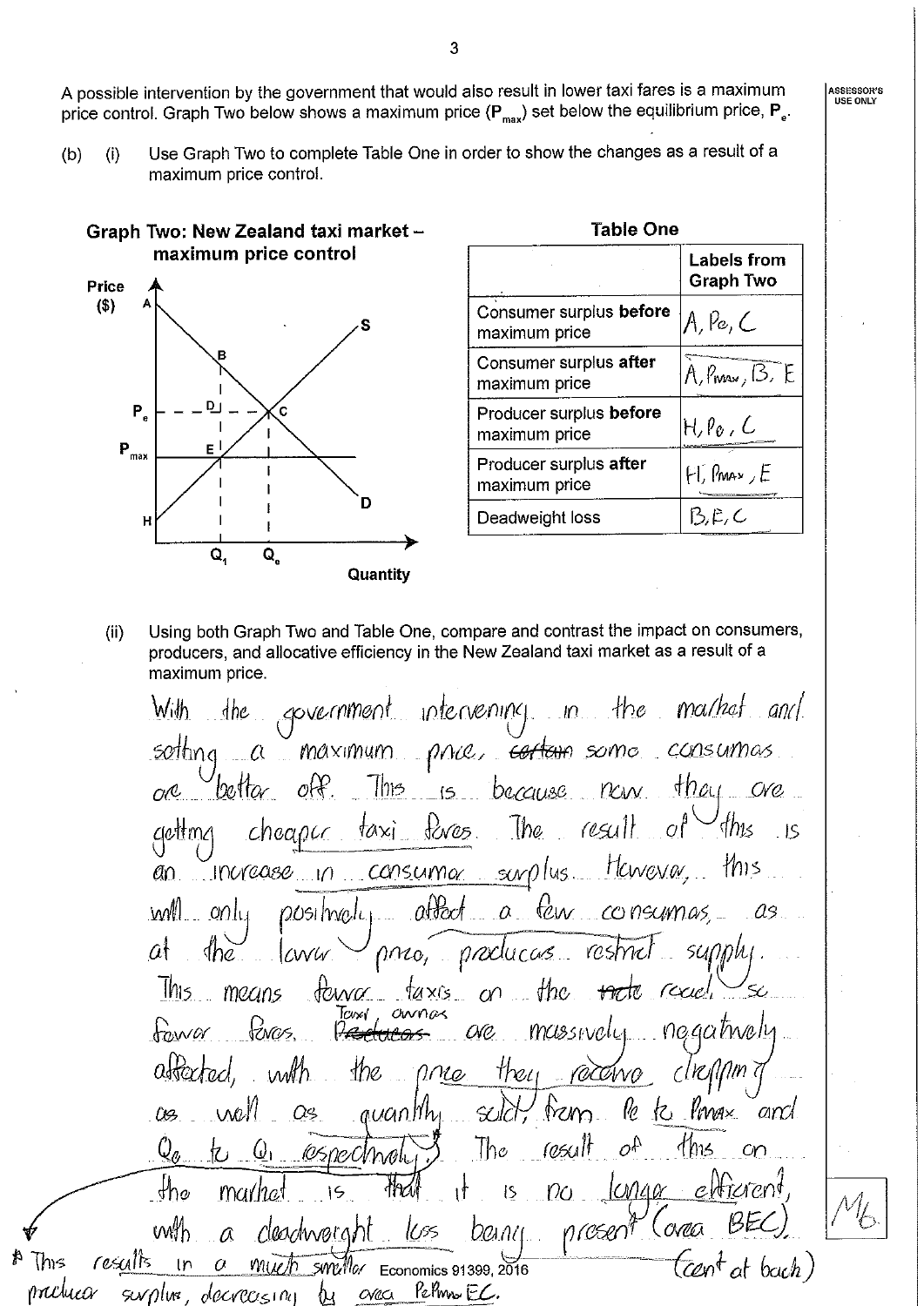A possible intervention by the government that would also result in lower taxi fares is a maximum price control. Graph Two below shows a maximum price ($P_{max}$) set below the equilibrium price, $P_e$.

ASSESSOR'S USE ONLY

(b) (i) Use Graph Two to complete Table One in order to show the changes as a result of a maximum price control.

**Graph Two: New Zealand taxi market – maximum price control**

**Table One**

| | Labels from Graph Two |
|---|---|
| Consumer surplus **before** maximum price | A, Pe, C |
| Consumer surplus **after** maximum price | A, Pmax, B, E |
| Producer surplus **before** maximum price | H, Pe, C |
| Producer surplus **after** maximum price | H, Pmax, E |
| Deadweight loss | B, E, C |

(ii) Using both Graph Two and Table One, compare and contrast the impact on consumers, producers, and allocative efficiency in the New Zealand taxi market as a result of a maximum price.

With the government intervening in the market and setting a maximum price, ~~certain~~ some consumers are better off. This is because now they are getting cheaper taxi fares. The result of this is an increase in consumer surplus. However, this will only positively affect a few consumers, as at the lower price, producers restrict supply. This means fewer taxis on the ~~rode~~ road, so fewer fares. Taxi owners ~~Producers~~ are massively negatively affected, with the price they receive dropping as well as quantity sold, from Pe to Pmax and Qe to Q1 respectively.* The result of this on the market is that it is no longer efficient, with a deadweight loss being present (area BEC). (cont at back)

\* This results in a much smaller producer surplus, decreasing by area PePmaxEC.

M6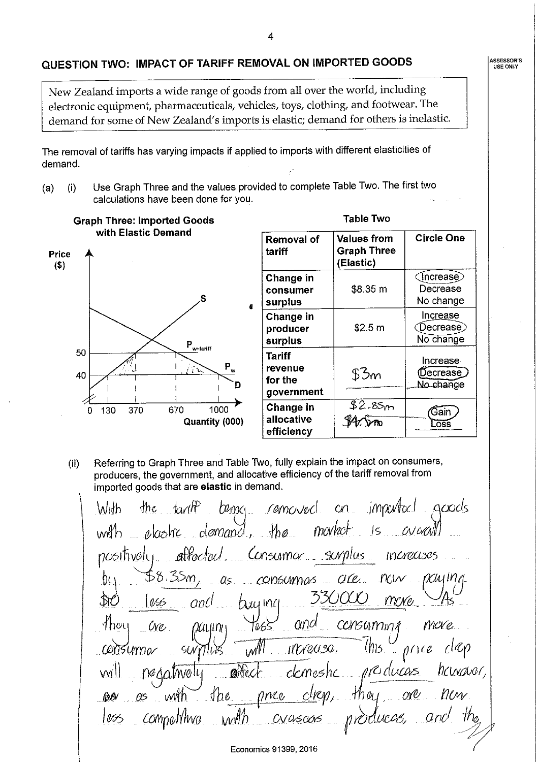## QUESTION TWO: IMPACT OF TARIFF REMOVAL ON IMPORTED GOODS

New Zealand imports a wide range of goods from all over the world, including electronic equipment, pharmaceuticals, vehicles, toys, clothing, and footwear. The demand for some of New Zealand's imports is elastic; demand for others is inelastic.

The removal of tariffs has varying impacts if applied to imports with different elasticities of demand.

(a) (i) Use Graph Three and the values provided to complete Table Two. The first two calculations have been done for you.

**Graph Three: Imported Goods with Elastic Demand**

Price ($) axis: 40, 50. Quantity (000) axis: 0, 130, 370, 670, 1000. Lines: S, D, $P_{w+tariff}$, $P_w$.

**Table Two**

| Removal of tariff | Values from Graph Three (Elastic) | Circle One |
|---|---|---|
| Change in consumer surplus | $8.35 m | (Increase) / Decrease / No change |
| Change in producer surplus | $2.5 m | Increase / (Decrease) / No change |
| Tariff revenue for the government | $3m | Increase / (Decrease) / No change |
| Change in allocative efficiency | $2.85m ~~$4.5m~~ | (Gain) / Loss |

(ii) Referring to Graph Three and Table Two, fully explain the impact on consumers, producers, the government, and allocative efficiency of the tariff removal from imported goods that are **elastic** in demand.

With the tariff being removed on imported goods with elastic demand, the market is overall positively affected. Consumer surplus increases by $8.35m, as consumers are now paying $10 less and buying 330000 more. As they are paying less and consuming more consumer surplus will increase. This price drop will negatively affect domestic producers however, as with the price drop, they are now less competitive with overseas producers, and the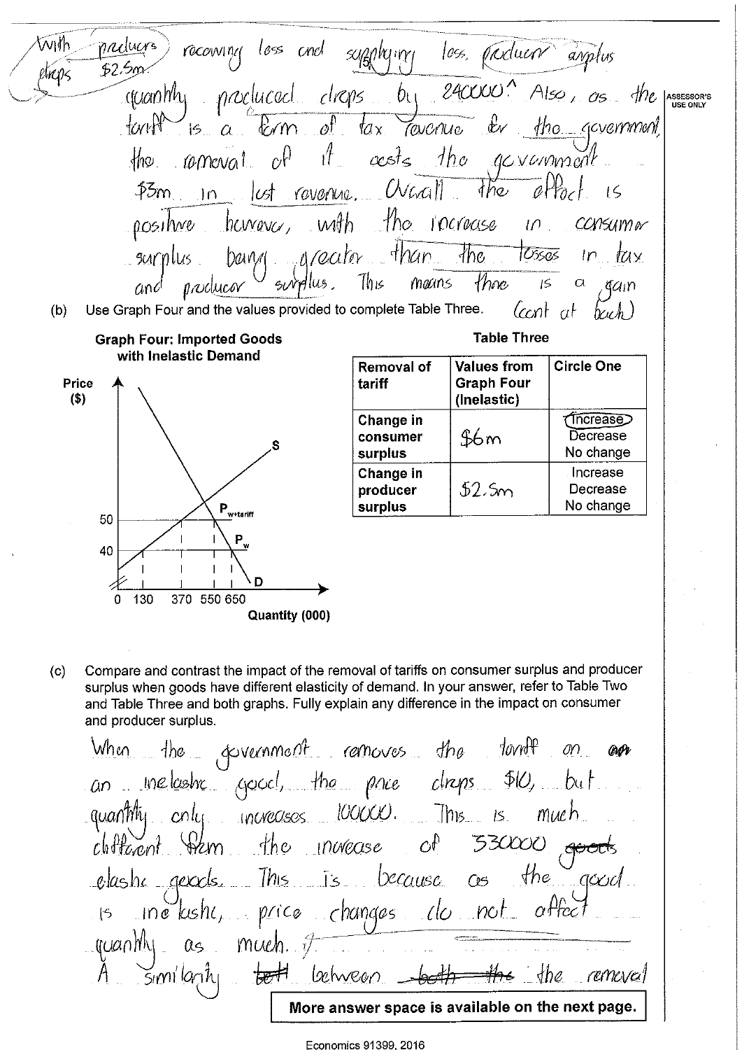With producers receiving less and supplying less, producer surplus drops $2.5m. quantity produced drops by 240000. Also, as the tariff is a form of tax revenue for the government, the removal of it costs the government $3m in lost revenue. Overall the effect is positive however, with the increase in consumer surplus being greater than the losses in tax and producer surplus. This means there is a gain (cont at back)

ASSESSOR'S USE ONLY

(b) Use Graph Four and the values provided to complete Table Three.

**Graph Four: Imported Goods with Inelastic Demand**

Price ($); Quantity (000). Price levels: 40, 50. Quantities: 0, 130, 370, 550, 650. Curves: S, D. Labels: $P_{w+tariff}$, $P_w$.

**Table Three**

| Removal of tariff | Values from Graph Four (Inelastic) | Circle One |
|---|---|---|
| Change in consumer surplus | $6m | **Increase** (circled) / Decrease / No change |
| Change in producer surplus | $2.5m | Increase / Decrease / No change |

(c) Compare and contrast the impact of the removal of tariffs on consumer surplus and producer surplus when goods have different elasticity of demand. In your answer, refer to Table Two and Table Three and both graphs. Fully explain any difference in the impact on consumer and producer surplus.

When the government removes the tariff on an inelastic good, the price drops $10, but quantity only increases 100000. This is much different from the increase of 530000 ~~goods~~ elastic goods. This is because as the good is inelastic, price changes do not affect quantity as much.

A similarity ~~bet~~ between ~~both the~~ the removal

More answer space is available on the next page.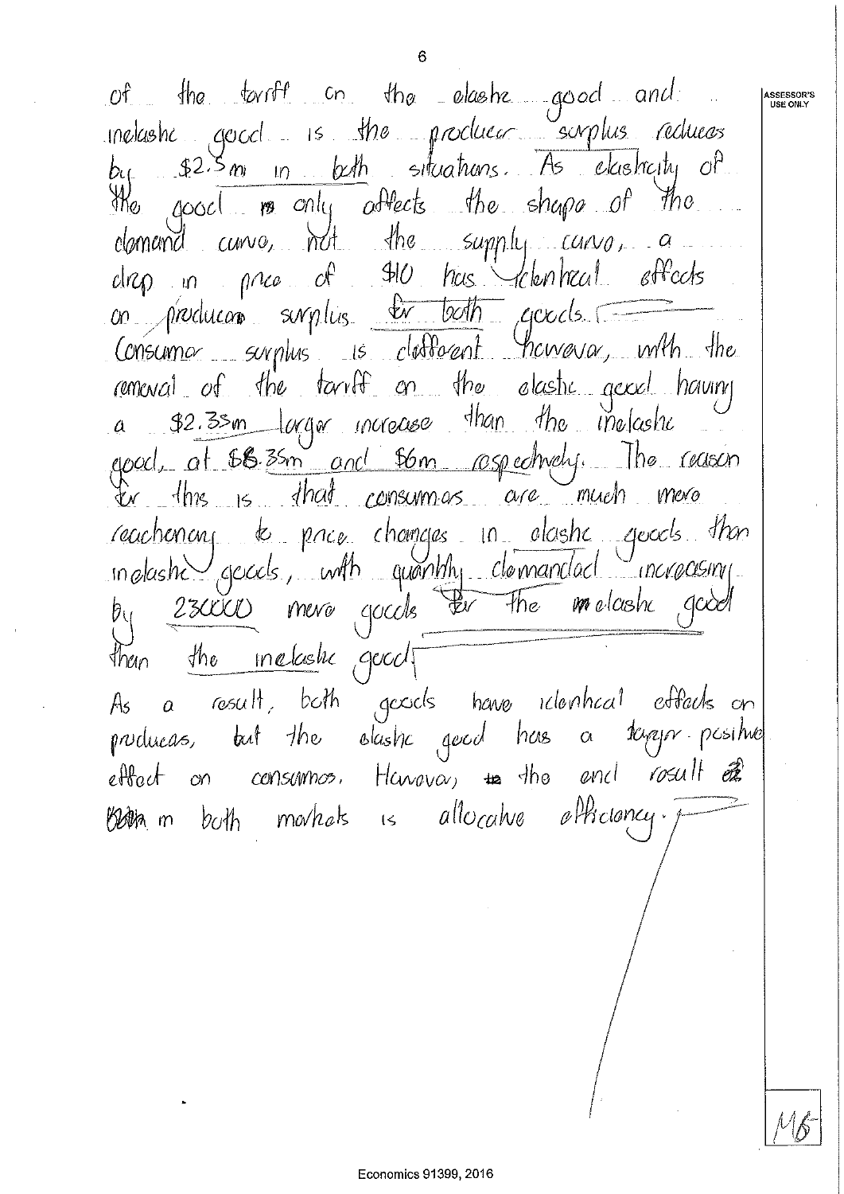of the tariff on the elastic good and inelastic good is the producer surplus reduces by $2.5m in both situations. As elasticity of the good only affects the shape of the demand curve, not the supply curve, a drop in price of $10 has identical effects on producer surplus for both goods.

Consumer surplus is different however, with the removal of the tariff on the elastic good having a $2.35m larger increase than the inelastic good, at $8.35m and $6m respectively. The reason for this is that consumers are much more reactionary to price changes in elastic goods than inelastic goods, with quantity demanded increasing by 230000 more goods for the elastic good than the inelastic good.

As a result, both goods have identical effects on producers, but the elastic good has a larger positive effect on consumers. However, the end result in both markets is allocative efficiency.

M6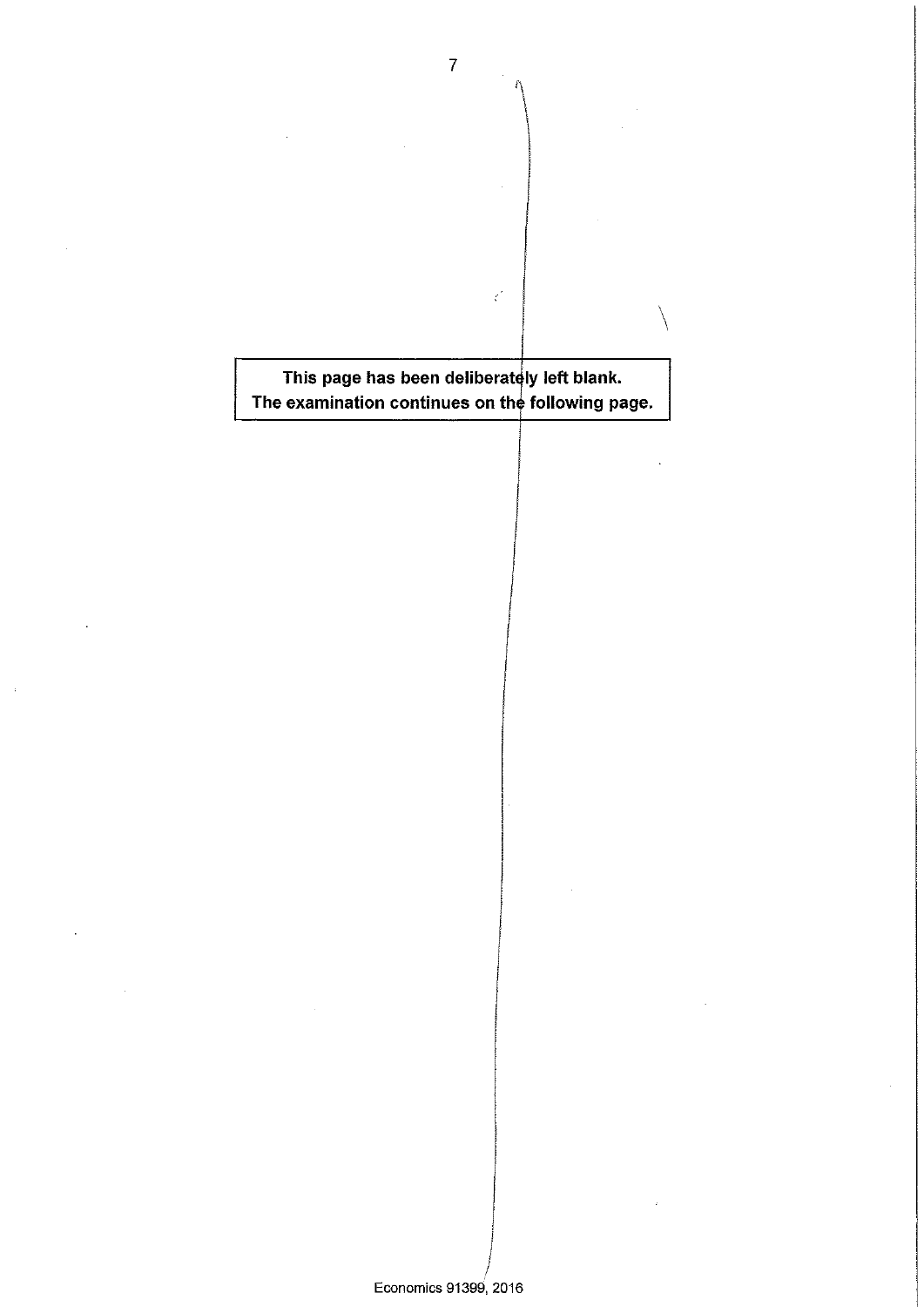This page has been deliberately left blank.
The examination continues on the following page.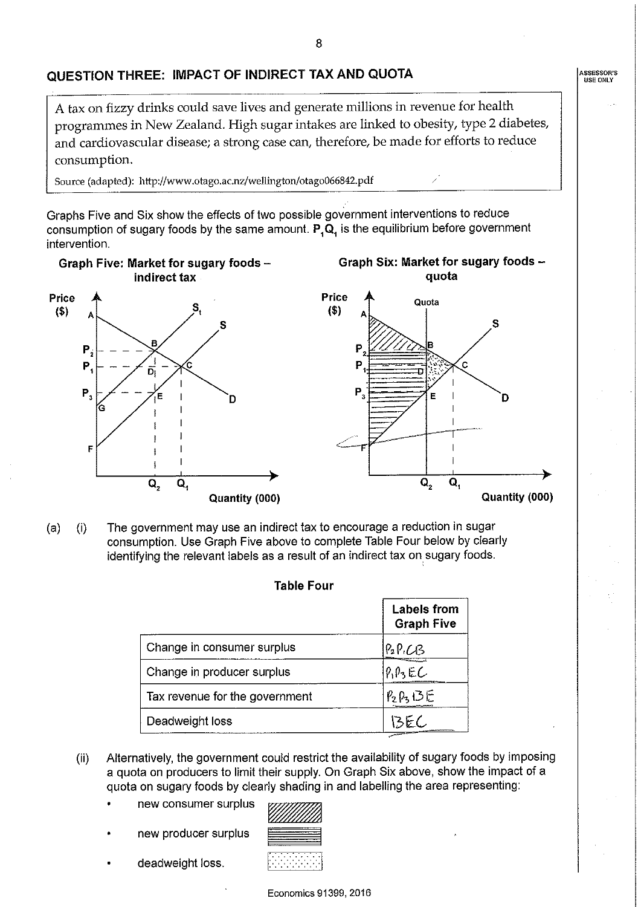## QUESTION THREE: IMPACT OF INDIRECT TAX AND QUOTA

> A tax on fizzy drinks could save lives and generate millions in revenue for health programmes in New Zealand. High sugar intakes are linked to obesity, type 2 diabetes, and cardiovascular disease; a strong case can, therefore, be made for efforts to reduce consumption.
>
> Source (adapted): http://www.otago.ac.nz/wellington/otago066842.pdf

Graphs Five and Six show the effects of two possible government interventions to reduce consumption of sugary foods by the same amount. $P_1Q_1$ is the equilibrium before government intervention.

**Graph Five: Market for sugary foods – indirect tax**

**Graph Six: Market for sugary foods – quota**

(a) (i) The government may use an indirect tax to encourage a reduction in sugar consumption. Use Graph Five above to complete Table Four below by clearly identifying the relevant labels as a result of an indirect tax on sugary foods.

**Table Four**

| | Labels from Graph Five |
|---|---|
| Change in consumer surplus | $P_2P_1CB$ |
| Change in producer surplus | $P_1P_3EC$ |
| Tax revenue for the government | $P_2P_3BE$ |
| Deadweight loss | BEC |

(ii) Alternatively, the government could restrict the availability of sugary foods by imposing a quota on producers to limit their supply. On Graph Six above, show the impact of a quota on sugary foods by clearly shading in and labelling the area representing:

- new consumer surplus
- new producer surplus
- deadweight loss.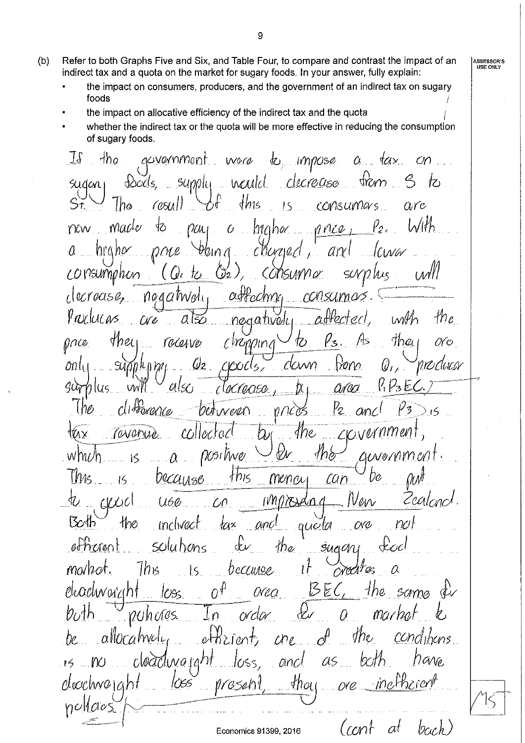(b) Refer to both Graphs Five and Six, and Table Four, to compare and contrast the impact of an indirect tax and a quota on the market for sugary foods. In your answer, fully explain:

- the impact on consumers, producers, and the government of an indirect tax on sugary foods
- the impact on allocative efficiency of the indirect tax and the quota
- whether the indirect tax or the quota will be more effective in reducing the consumption of sugary foods.

If the government were to impose a tax on sugary foods, supply would decrease from S to St. The result of this is consumers are now made to pay a higher price, $P_2$. With a higher price being charged, and lower consumption ($Q_1$ to $Q_2$), consumer surplus will decrease, negatively affecting consumers. Producers are also negatively affected, with the price they receive dropping to $P_3$. As they are only supplying $Q_2$ goods, down from $Q_1$, producer surplus will also decrease, by area $P_1P_3EC$. The difference between prices $P_2$ and $P_3$ is tax revenue collected by the government, which is a positive for the government. This is because this money can be put to good use on improving New Zealand. Both the indirect tax and quota are not efficient solutions for the sugary food market. This is because it creates a deadweight loss of area BEC, the same for both policies. In order for a market to be allocatively efficient, one of the conditions is no deadweight loss, and as both have deadweight loss present, they are inefficient policies.

(cont at back)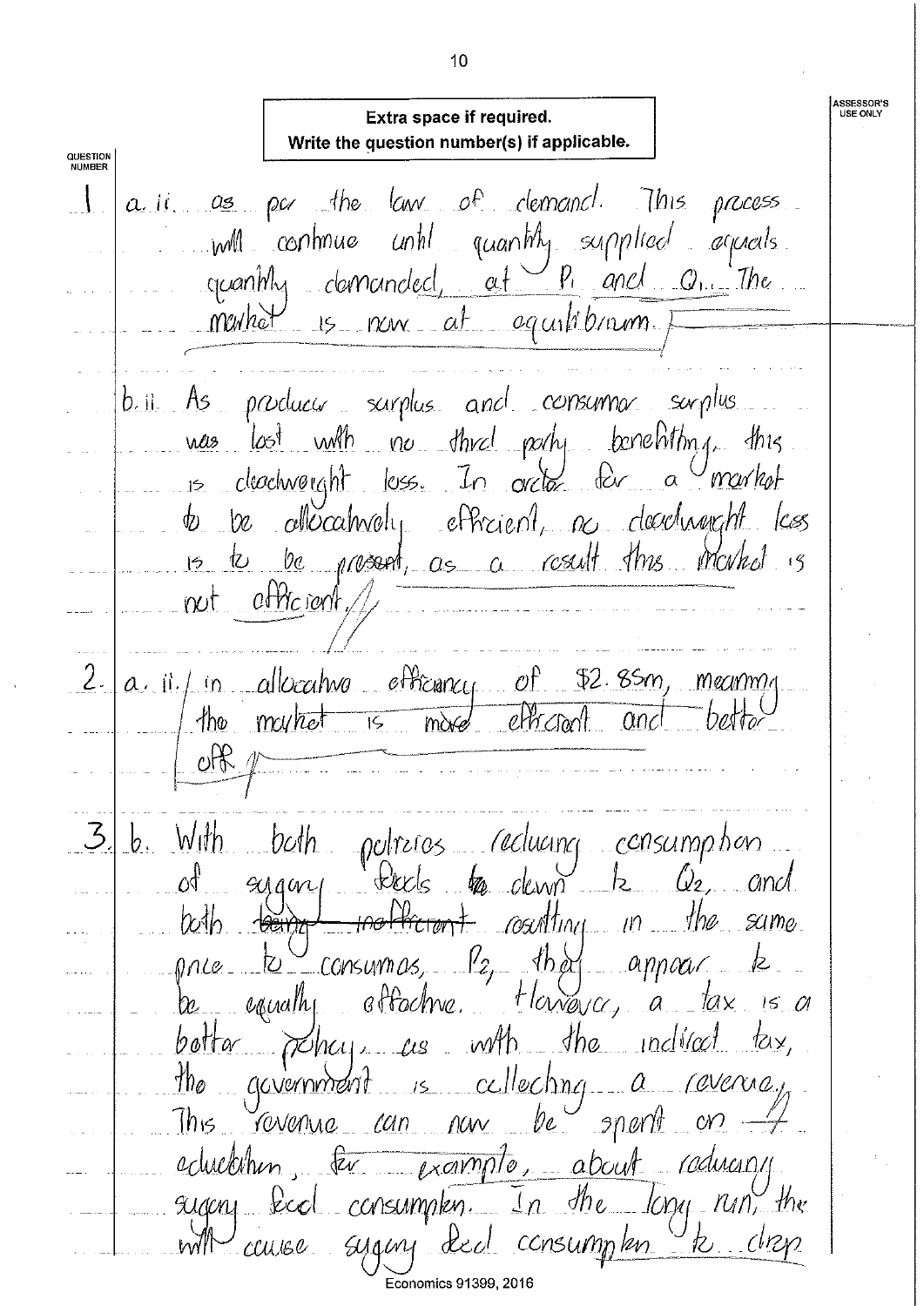**Extra space if required.**
**Write the question number(s) if applicable.**

QUESTION NUMBER

**1** a. ii. as per the law of demand. This process will continue until quantity supplied equals quantity demanded, at $P_1$ and $Q_1$. The market is now at equilibrium.

b. ii. As producer surplus and consumer surplus was lost with no third party benefiting, this is deadweight loss. In order for a market to be allocatively efficient, no deadweight loss is to be present, as a result this market is not efficient.

**2.** a. ii. in allocative efficiency of \$2.85m, meaning the market is more efficient and better off.

**3.** b. With both policies reducing consumption of sugary foods down to $Q_2$, and both ~~being inefficient~~ resulting in the same price to consumers, $P_2$, they appear to be equally effective. However, a tax is a better policy, as with the indirect tax, the government is collecting a revenue. This revenue can now be spent on education, for example, about reducing sugary food consumption. In the long run, the will cause sugary food consumption to drop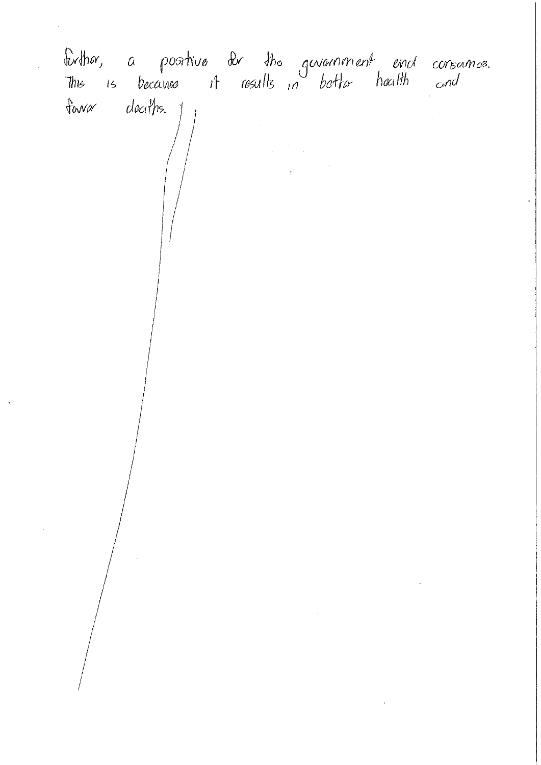further, a positive for the government and consumers. This is because it results in better health and fewer deaths.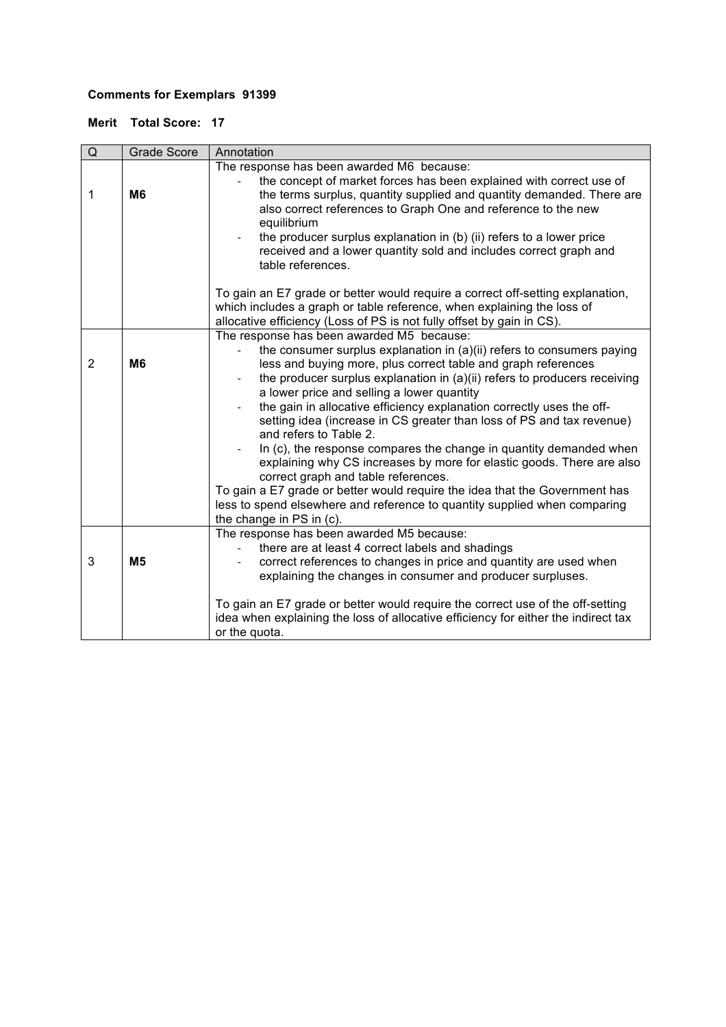**Comments for Exemplars 91399**

**Merit Total Score: 17**

| Q | Grade Score | Annotation |
|---|---|---|
| 1 | **M6** | The response has been awarded M6 because:<br>- the concept of market forces has been explained with correct use of the terms surplus, quantity supplied and quantity demanded. There are also correct references to Graph One and reference to the new equilibrium<br>- the producer surplus explanation in (b) (ii) refers to a lower price received and a lower quantity sold and includes correct graph and table references.<br><br>To gain an E7 grade or better would require a correct off-setting explanation, which includes a graph or table reference, when explaining the loss of allocative efficiency (Loss of PS is not fully offset by gain in CS). |
| 2 | **M6** | The response has been awarded M5 because:<br>- the consumer surplus explanation in (a)(ii) refers to consumers paying less and buying more, plus correct table and graph references<br>- the producer surplus explanation in (a)(ii) refers to producers receiving a lower price and selling a lower quantity<br>- the gain in allocative efficiency explanation correctly uses the off-setting idea (increase in CS greater than loss of PS and tax revenue) and refers to Table 2.<br>- In (c), the response compares the change in quantity demanded when explaining why CS increases by more for elastic goods. There are also correct graph and table references.<br>To gain a E7 grade or better would require the idea that the Government has less to spend elsewhere and reference to quantity supplied when comparing the change in PS in (c). |
| 3 | **M5** | The response has been awarded M5 because:<br>- there are at least 4 correct labels and shadings<br>- correct references to changes in price and quantity are used when explaining the changes in consumer and producer surpluses.<br><br>To gain an E7 grade or better would require the correct use of the off-setting idea when explaining the loss of allocative efficiency for either the indirect tax or the quota. |